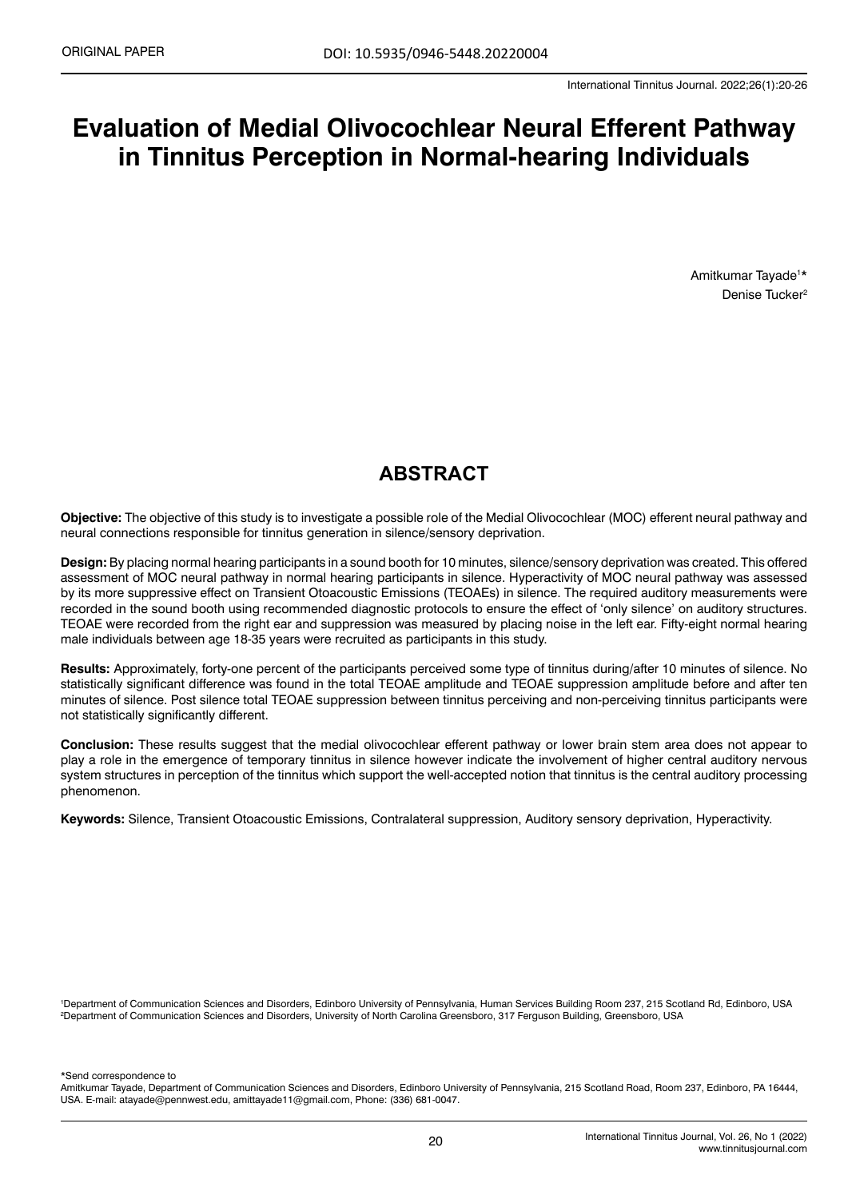ORIGINAL PAPER

DOI: 10.5935/0946-5448.20220004

# Evaluation of Medial Olivocochlear Neural Efferent Pathway in Tinnitus Perception in Normal-hearing Individuals

Amitkumar Tayade[1]*
Denise Tucker[2]

## ABSTRACT

**Objective:** The objective of this study is to investigate a possible role of the Medial Olivocochlear (MOC) efferent neural pathway and neural connections responsible for tinnitus generation in silence/sensory deprivation.

**Design:** By placing normal hearing participants in a sound booth for 10 minutes, silence/sensory deprivation was created. This offered assessment of MOC neural pathway in normal hearing participants in silence. Hyperactivity of MOC neural pathway was assessed by its more suppressive effect on Transient Otoacoustic Emissions (TEOAEs) in silence. The required auditory measurements were recorded in the sound booth using recommended diagnostic protocols to ensure the effect of 'only silence' on auditory structures. TEOAE were recorded from the right ear and suppression was measured by placing noise in the left ear. Fifty-eight normal hearing male individuals between age 18-35 years were recruited as participants in this study.

**Results:** Approximately, forty-one percent of the participants perceived some type of tinnitus during/after 10 minutes of silence. No statistically significant difference was found in the total TEOAE amplitude and TEOAE suppression amplitude before and after ten minutes of silence. Post silence total TEOAE suppression between tinnitus perceiving and non-perceiving tinnitus participants were not statistically significantly different.

**Conclusion:** These results suggest that the medial olivocochlear efferent pathway or lower brain stem area does not appear to play a role in the emergence of temporary tinnitus in silence however indicate the involvement of higher central auditory nervous system structures in perception of the tinnitus which support the well-accepted notion that tinnitus is the central auditory processing phenomenon.

**Keywords:** Silence, Transient Otoacoustic Emissions, Contralateral suppression, Auditory sensory deprivation, Hyperactivity.

[1]Department of Communication Sciences and Disorders, Edinboro University of Pennsylvania, Human Services Building Room 237, 215 Scotland Rd, Edinboro, USA
[2]Department of Communication Sciences and Disorders, University of North Carolina Greensboro, 317 Ferguson Building, Greensboro, USA

*Send correspondence to
Amitkumar Tayade, Department of Communication Sciences and Disorders, Edinboro University of Pennsylvania, 215 Scotland Road, Room 237, Edinboro, PA 16444, USA. E-mail: atayade@pennwest.edu, amittayade11@gmail.com, Phone: (336) 681-0047.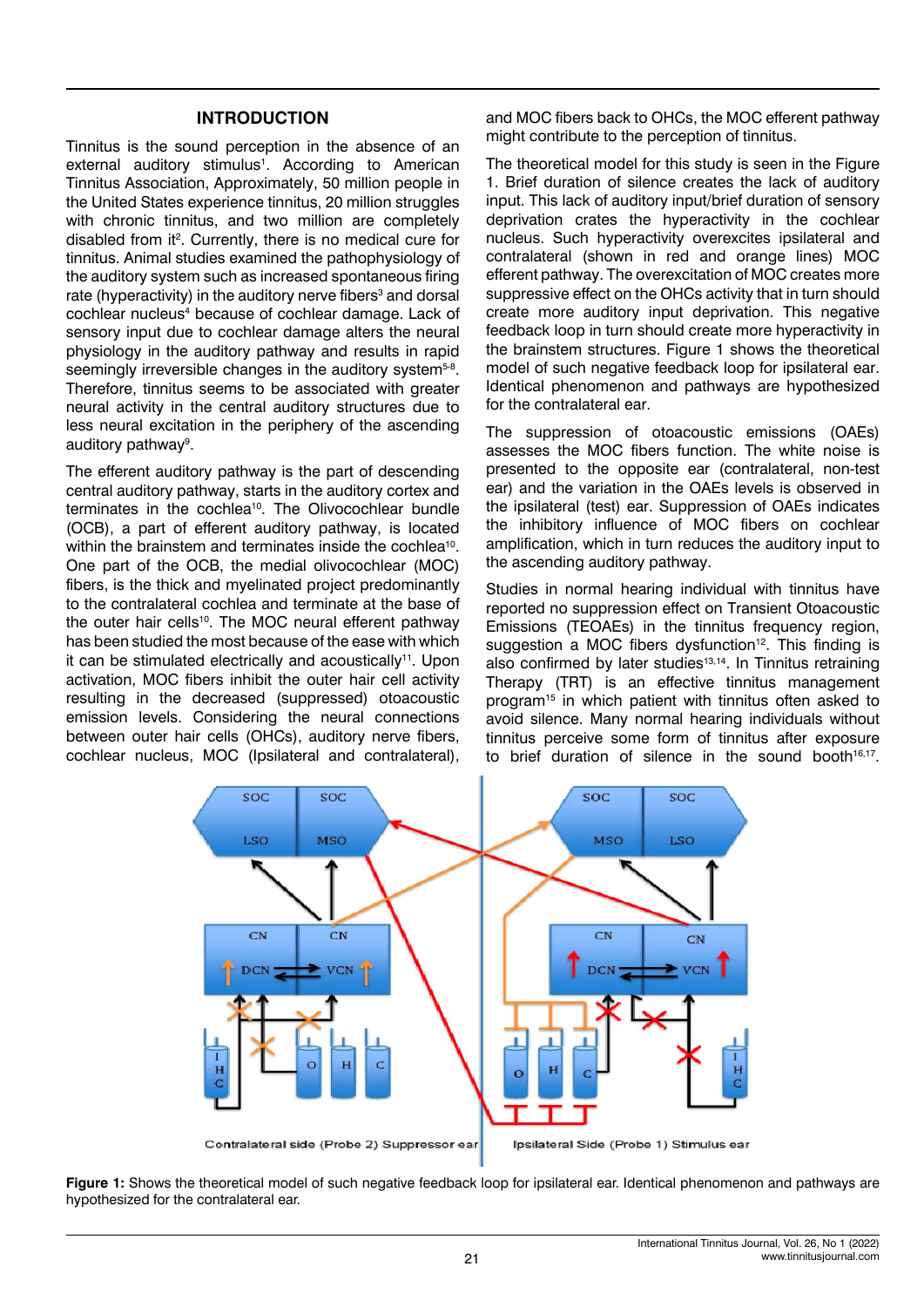## INTRODUCTION

Tinnitus is the sound perception in the absence of an external auditory stimulus[1]. According to American Tinnitus Association, Approximately, 50 million people in the United States experience tinnitus, 20 million struggles with chronic tinnitus, and two million are completely disabled from it[2]. Currently, there is no medical cure for tinnitus. Animal studies examined the pathophysiology of the auditory system such as increased spontaneous firing rate (hyperactivity) in the auditory nerve fibers[3] and dorsal cochlear nucleus[4] because of cochlear damage. Lack of sensory input due to cochlear damage alters the neural physiology in the auditory pathway and results in rapid seemingly irreversible changes in the auditory system[5-8]. Therefore, tinnitus seems to be associated with greater neural activity in the central auditory structures due to less neural excitation in the periphery of the ascending auditory pathway[9].

The efferent auditory pathway is the part of descending central auditory pathway, starts in the auditory cortex and terminates in the cochlea[10]. The Olivocochlear bundle (OCB), a part of efferent auditory pathway, is located within the brainstem and terminates inside the cochlea[10]. One part of the OCB, the medial olivocochlear (MOC) fibers, is the thick and myelinated project predominantly to the contralateral cochlea and terminate at the base of the outer hair cells[10]. The MOC neural efferent pathway has been studied the most because of the ease with which it can be stimulated electrically and acoustically[11]. Upon activation, MOC fibers inhibit the outer hair cell activity resulting in the decreased (suppressed) otoacoustic emission levels. Considering the neural connections between outer hair cells (OHCs), auditory nerve fibers, cochlear nucleus, MOC (Ipsilateral and contralateral), and MOC fibers back to OHCs, the MOC efferent pathway might contribute to the perception of tinnitus.

The theoretical model for this study is seen in the Figure 1. Brief duration of silence creates the lack of auditory input. This lack of auditory input/brief duration of sensory deprivation crates the hyperactivity in the cochlear nucleus. Such hyperactivity overexcites ipsilateral and contralateral (shown in red and orange lines) MOC efferent pathway. The overexcitation of MOC creates more suppressive effect on the OHCs activity that in turn should create more auditory input deprivation. This negative feedback loop in turn should create more hyperactivity in the brainstem structures. Figure 1 shows the theoretical model of such negative feedback loop for ipsilateral ear. Identical phenomenon and pathways are hypothesized for the contralateral ear.

The suppression of otoacoustic emissions (OAEs) assesses the MOC fibers function. The white noise is presented to the opposite ear (contralateral, non-test ear) and the variation in the OAEs levels is observed in the ipsilateral (test) ear. Suppression of OAEs indicates the inhibitory influence of MOC fibers on cochlear amplification, which in turn reduces the auditory input to the ascending auditory pathway.

Studies in normal hearing individual with tinnitus have reported no suppression effect on Transient Otoacoustic Emissions (TEOAEs) in the tinnitus frequency region, suggestion a MOC fibers dysfunction[12]. This finding is also confirmed by later studies[13,14]. In Tinnitus retraining Therapy (TRT) is an effective tinnitus management program[15] in which patient with tinnitus often asked to avoid silence. Many normal hearing individuals without tinnitus perceive some form of tinnitus after exposure to brief duration of silence in the sound booth[16,17].

**Figure 1:** Shows the theoretical model of such negative feedback loop for ipsilateral ear. Identical phenomenon and pathways are hypothesized for the contralateral ear.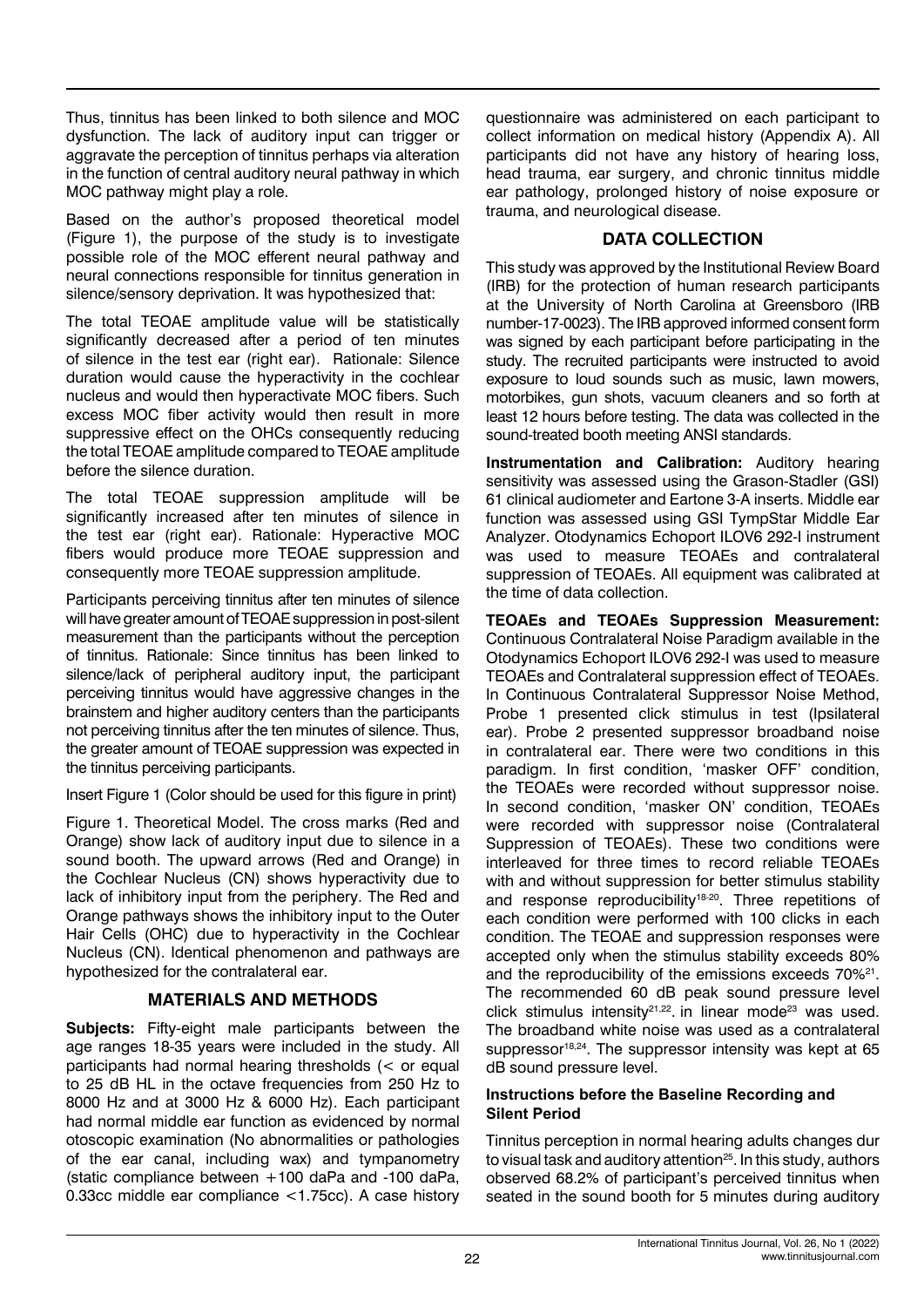Thus, tinnitus has been linked to both silence and MOC dysfunction. The lack of auditory input can trigger or aggravate the perception of tinnitus perhaps via alteration in the function of central auditory neural pathway in which MOC pathway might play a role.

Based on the author's proposed theoretical model (Figure 1), the purpose of the study is to investigate possible role of the MOC efferent neural pathway and neural connections responsible for tinnitus generation in silence/sensory deprivation. It was hypothesized that:

The total TEOAE amplitude value will be statistically significantly decreased after a period of ten minutes of silence in the test ear (right ear). Rationale: Silence duration would cause the hyperactivity in the cochlear nucleus and would then hyperactivate MOC fibers. Such excess MOC fiber activity would then result in more suppressive effect on the OHCs consequently reducing the total TEOAE amplitude compared to TEOAE amplitude before the silence duration.

The total TEOAE suppression amplitude will be significantly increased after ten minutes of silence in the test ear (right ear). Rationale: Hyperactive MOC fibers would produce more TEOAE suppression and consequently more TEOAE suppression amplitude.

Participants perceiving tinnitus after ten minutes of silence will have greater amount of TEOAE suppression in post-silent measurement than the participants without the perception of tinnitus. Rationale: Since tinnitus has been linked to silence/lack of peripheral auditory input, the participant perceiving tinnitus would have aggressive changes in the brainstem and higher auditory centers than the participants not perceiving tinnitus after the ten minutes of silence. Thus, the greater amount of TEOAE suppression was expected in the tinnitus perceiving participants.

Insert Figure 1 (Color should be used for this figure in print)

Figure 1. Theoretical Model. The cross marks (Red and Orange) show lack of auditory input due to silence in a sound booth. The upward arrows (Red and Orange) in the Cochlear Nucleus (CN) shows hyperactivity due to lack of inhibitory input from the periphery. The Red and Orange pathways shows the inhibitory input to the Outer Hair Cells (OHC) due to hyperactivity in the Cochlear Nucleus (CN). Identical phenomenon and pathways are hypothesized for the contralateral ear.

## MATERIALS AND METHODS

**Subjects:** Fifty-eight male participants between the age ranges 18-35 years were included in the study. All participants had normal hearing thresholds (< or equal to 25 dB HL in the octave frequencies from 250 Hz to 8000 Hz and at 3000 Hz & 6000 Hz). Each participant had normal middle ear function as evidenced by normal otoscopic examination (No abnormalities or pathologies of the ear canal, including wax) and tympanometry (static compliance between +100 daPa and -100 daPa, 0.33cc middle ear compliance <1.75cc). A case history questionnaire was administered on each participant to collect information on medical history (Appendix A). All participants did not have any history of hearing loss, head trauma, ear surgery, and chronic tinnitus middle ear pathology, prolonged history of noise exposure or trauma, and neurological disease.

## DATA COLLECTION

This study was approved by the Institutional Review Board (IRB) for the protection of human research participants at the University of North Carolina at Greensboro (IRB number-17-0023). The IRB approved informed consent form was signed by each participant before participating in the study. The recruited participants were instructed to avoid exposure to loud sounds such as music, lawn mowers, motorbikes, gun shots, vacuum cleaners and so forth at least 12 hours before testing. The data was collected in the sound-treated booth meeting ANSI standards.

**Instrumentation and Calibration:** Auditory hearing sensitivity was assessed using the Grason-Stadler (GSI) 61 clinical audiometer and Eartone 3-A inserts. Middle ear function was assessed using GSI TympStar Middle Ear Analyzer. Otodynamics Echoport ILOV6 292-I instrument was used to measure TEOAEs and contralateral suppression of TEOAEs. All equipment was calibrated at the time of data collection.

**TEOAEs and TEOAEs Suppression Measurement:** Continuous Contralateral Noise Paradigm available in the Otodynamics Echoport ILOV6 292-I was used to measure TEOAEs and Contralateral suppression effect of TEOAEs. In Continuous Contralateral Suppressor Noise Method, Probe 1 presented click stimulus in test (Ipsilateral ear). Probe 2 presented suppressor broadband noise in contralateral ear. There were two conditions in this paradigm. In first condition, 'masker OFF' condition, the TEOAEs were recorded without suppressor noise. In second condition, 'masker ON' condition, TEOAEs were recorded with suppressor noise (Contralateral Suppression of TEOAEs). These two conditions were interleaved for three times to record reliable TEOAEs with and without suppression for better stimulus stability and response reproducibility[18-20]. Three repetitions of each condition were performed with 100 clicks in each condition. The TEOAE and suppression responses were accepted only when the stimulus stability exceeds 80% and the reproducibility of the emissions exceeds 70%[21]. The recommended 60 dB peak sound pressure level click stimulus intensity[21,22]. in linear mode[23] was used. The broadband white noise was used as a contralateral suppressor[18,24]. The suppressor intensity was kept at 65 dB sound pressure level.

#### Instructions before the Baseline Recording and Silent Period

Tinnitus perception in normal hearing adults changes dur to visual task and auditory attention[25]. In this study, authors observed 68.2% of participant's perceived tinnitus when seated in the sound booth for 5 minutes during auditory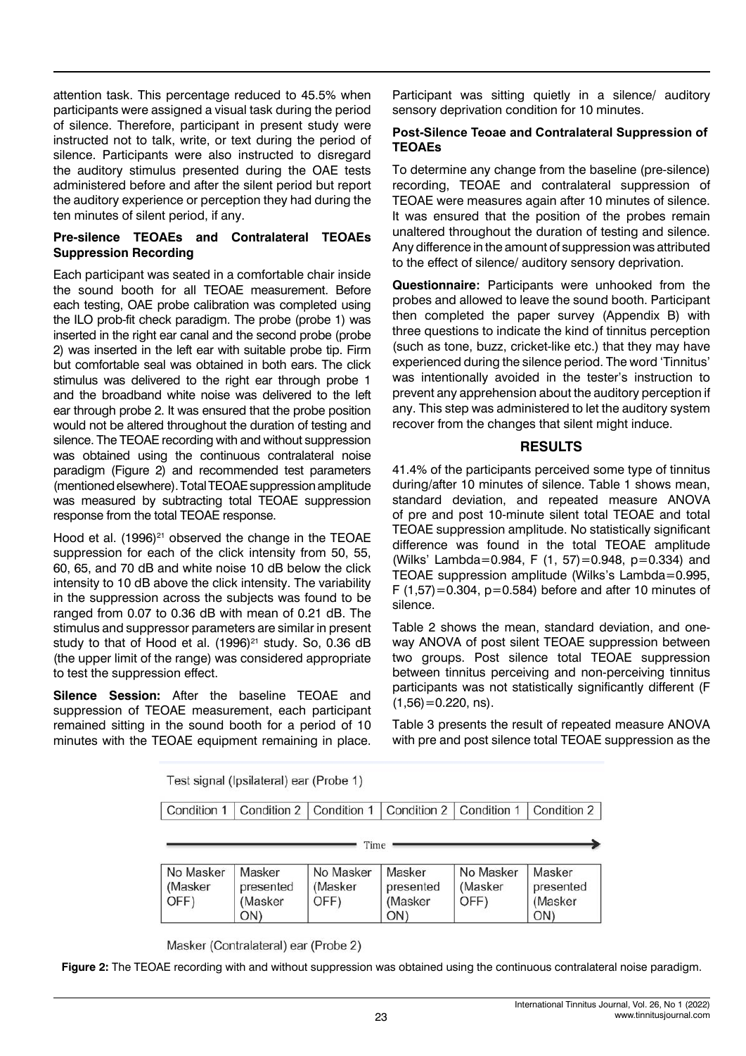attention task. This percentage reduced to 45.5% when participants were assigned a visual task during the period of silence. Therefore, participant in present study were instructed not to talk, write, or text during the period of silence. Participants were also instructed to disregard the auditory stimulus presented during the OAE tests administered before and after the silent period but report the auditory experience or perception they had during the ten minutes of silent period, if any.

### Pre-silence TEOAEs and Contralateral TEOAEs Suppression Recording

Each participant was seated in a comfortable chair inside the sound booth for all TEOAE measurement. Before each testing, OAE probe calibration was completed using the ILO prob-fit check paradigm. The probe (probe 1) was inserted in the right ear canal and the second probe (probe 2) was inserted in the left ear with suitable probe tip. Firm but comfortable seal was obtained in both ears. The click stimulus was delivered to the right ear through probe 1 and the broadband white noise was delivered to the left ear through probe 2. It was ensured that the probe position would not be altered throughout the duration of testing and silence. The TEOAE recording with and without suppression was obtained using the continuous contralateral noise paradigm (Figure 2) and recommended test parameters (mentioned elsewhere). Total TEOAE suppression amplitude was measured by subtracting total TEOAE suppression response from the total TEOAE response.

Hood et al. (1996)[21] observed the change in the TEOAE suppression for each of the click intensity from 50, 55, 60, 65, and 70 dB and white noise 10 dB below the click intensity to 10 dB above the click intensity. The variability in the suppression across the subjects was found to be ranged from 0.07 to 0.36 dB with mean of 0.21 dB. The stimulus and suppressor parameters are similar in present study to that of Hood et al. (1996)[21] study. So, 0.36 dB (the upper limit of the range) was considered appropriate to test the suppression effect.

**Silence Session:** After the baseline TEOAE and suppression of TEOAE measurement, each participant remained sitting in the sound booth for a period of 10 minutes with the TEOAE equipment remaining in place. Participant was sitting quietly in a silence/ auditory sensory deprivation condition for 10 minutes.

### Post-Silence Teoae and Contralateral Suppression of TEOAEs

To determine any change from the baseline (pre-silence) recording, TEOAE and contralateral suppression of TEOAE were measures again after 10 minutes of silence. It was ensured that the position of the probes remain unaltered throughout the duration of testing and silence. Any difference in the amount of suppression was attributed to the effect of silence/ auditory sensory deprivation.

**Questionnaire:** Participants were unhooked from the probes and allowed to leave the sound booth. Participant then completed the paper survey (Appendix B) with three questions to indicate the kind of tinnitus perception (such as tone, buzz, cricket-like etc.) that they may have experienced during the silence period. The word 'Tinnitus' was intentionally avoided in the tester's instruction to prevent any apprehension about the auditory perception if any. This step was administered to let the auditory system recover from the changes that silent might induce.

## RESULTS

41.4% of the participants perceived some type of tinnitus during/after 10 minutes of silence. Table 1 shows mean, standard deviation, and repeated measure ANOVA of pre and post 10-minute silent total TEOAE and total TEOAE suppression amplitude. No statistically significant difference was found in the total TEOAE amplitude (Wilks' Lambda=0.984, $F(1, 57)=0.948$, $p=0.334$) and TEOAE suppression amplitude (Wilks's Lambda=0.995, $F(1,57)=0.304$, $p=0.584$) before and after 10 minutes of silence.

Table 2 shows the mean, standard deviation, and one-way ANOVA of post silent TEOAE suppression between two groups. Post silence total TEOAE suppression between tinnitus perceiving and non-perceiving tinnitus participants was not statistically significantly different ($F(1,56)=0.220$, ns).

Table 3 presents the result of repeated measure ANOVA with pre and post silence total TEOAE suppression as the

Test signal (Ipsilateral) ear (Probe 1)

| Condition 1 | Condition 2 | Condition 1 | Condition 2 | Condition 1 | Condition 2 |
|---|---|---|---|---|---|

Time →

| No Masker (Masker OFF) | Masker presented (Masker ON) | No Masker (Masker OFF) | Masker presented (Masker ON) | No Masker (Masker OFF) | Masker presented (Masker ON) |
|---|---|---|---|---|---|

Masker (Contralateral) ear (Probe 2)

**Figure 2:** The TEOAE recording with and without suppression was obtained using the continuous contralateral noise paradigm.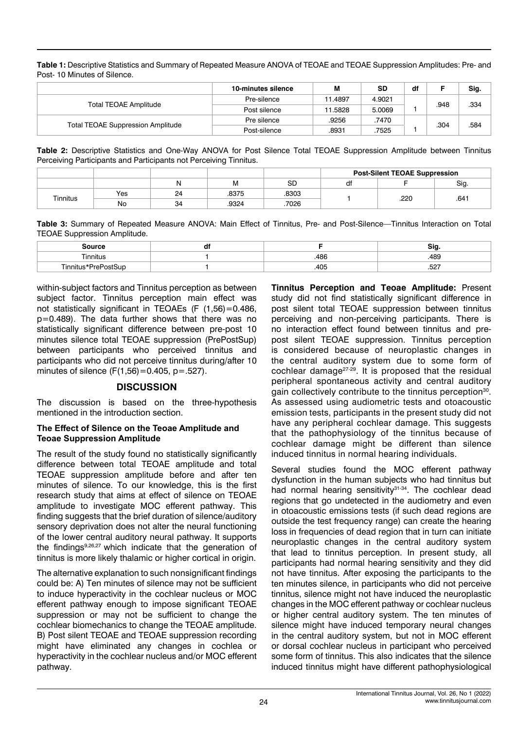**Table 1:** Descriptive Statistics and Summary of Repeated Measure ANOVA of TEOAE and TEOAE Suppression Amplitudes: Pre- and Post- 10 Minutes of Silence.

| | 10-minutes silence | M | SD | df | F | Sig. |
|---|---|---|---|---|---|---|
| Total TEOAE Amplitude | Pre-silence | 11.4897 | 4.9021 | 1 | .948 | .334 |
| | Post silence | 11.5828 | 5.0069 | | | |
| Total TEOAE Suppression Amplitude | Pre silence | .9256 | .7470 | 1 | .304 | .584 |
| | Post-silence | .8931 | .7525 | | | |

**Table 2:** Descriptive Statistics and One-Way ANOVA for Post Silence Total TEOAE Suppression Amplitude between Tinnitus Perceiving Participants and Participants not Perceiving Tinnitus.

| | | | | | Post-Silent TEOAE Suppression | | |
|---|---|---|---|---|---|---|---|
| | | N | M | SD | df | F | Sig. |
| Tinnitus | Yes | 24 | .8375 | .8303 | 1 | .220 | .641 |
| | No | 34 | .9324 | .7026 | | | |

**Table 3:** Summary of Repeated Measure ANOVA: Main Effect of Tinnitus, Pre- and Post-Silence—Tinnitus Interaction on Total TEOAE Suppression Amplitude.

| Source | df | F | Sig. |
|---|---|---|---|
| Tinnitus | 1 | .486 | .489 |
| Tinnitus*PrePostSup | 1 | .405 | .527 |

within-subject factors and Tinnitus perception as between subject factor. Tinnitus perception main effect was not statistically significant in TEOAEs ($F(1,56)=0.486$, $p=0.489$). The data further shows that there was no statistically significant difference between pre-post 10 minutes silence total TEOAE suppression (PrePostSup) between participants who perceived tinnitus and participants who did not perceive tinnitus during/after 10 minutes of silence ($F(1,56)=0.405$, $p=.527$).

## DISCUSSION

The discussion is based on the three-hypothesis mentioned in the introduction section.

### The Effect of Silence on the Teoae Amplitude and Teoae Suppression Amplitude

The result of the study found no statistically significantly difference between total TEOAE amplitude and total TEOAE suppression amplitude before and after ten minutes of silence. To our knowledge, this is the first research study that aims at effect of silence on TEOAE amplitude to investigate MOC efferent pathway. This finding suggests that the brief duration of silence/auditory sensory deprivation does not alter the neural functioning of the lower central auditory neural pathway. It supports the findings[9,26,27] which indicate that the generation of tinnitus is more likely thalamic or higher cortical in origin.

The alternative explanation to such nonsignificant findings could be: A) Ten minutes of silence may not be sufficient to induce hyperactivity in the cochlear nucleus or MOC efferent pathway enough to impose significant TEOAE suppression or may not be sufficient to change the cochlear biomechanics to change the TEOAE amplitude. B) Post silent TEOAE and TEOAE suppression recording might have eliminated any changes in cochlea or hyperactivity in the cochlear nucleus and/or MOC efferent pathway.

**Tinnitus Perception and Teoae Amplitude:** Present study did not find statistically significant difference in post silent total TEOAE suppression between tinnitus perceiving and non-perceiving participants. There is no interaction effect found between tinnitus and pre-post silent TEOAE suppression. Tinnitus perception is considered because of neuroplastic changes in the central auditory system due to some form of cochlear damage[27-29]. It is proposed that the residual peripheral spontaneous activity and central auditory gain collectively contribute to the tinnitus perception[30]. As assessed using audiometric tests and otoacoustic emission tests, participants in the present study did not have any peripheral cochlear damage. This suggests that the pathophysiology of the tinnitus because of cochlear damage might be different than silence induced tinnitus in normal hearing individuals.

Several studies found the MOC efferent pathway dysfunction in the human subjects who had tinnitus but had normal hearing sensitivity[31-34]. The cochlear dead regions that go undetected in the audiometry and even in otoacoustic emissions tests (if such dead regions are outside the test frequency range) can create the hearing loss in frequencies of dead region that in turn can initiate neuroplastic changes in the central auditory system that lead to tinnitus perception. In present study, all participants had normal hearing sensitivity and they did not have tinnitus. After exposing the participants to the ten minutes silence, in participants who did not perceive tinnitus, silence might not have induced the neuroplastic changes in the MOC efferent pathway or cochlear nucleus or higher central auditory system. The ten minutes of silence might have induced temporary neural changes in the central auditory system, but not in MOC efferent or dorsal cochlear nucleus in participant who perceived some form of tinnitus. This also indicates that the silence induced tinnitus might have different pathophysiological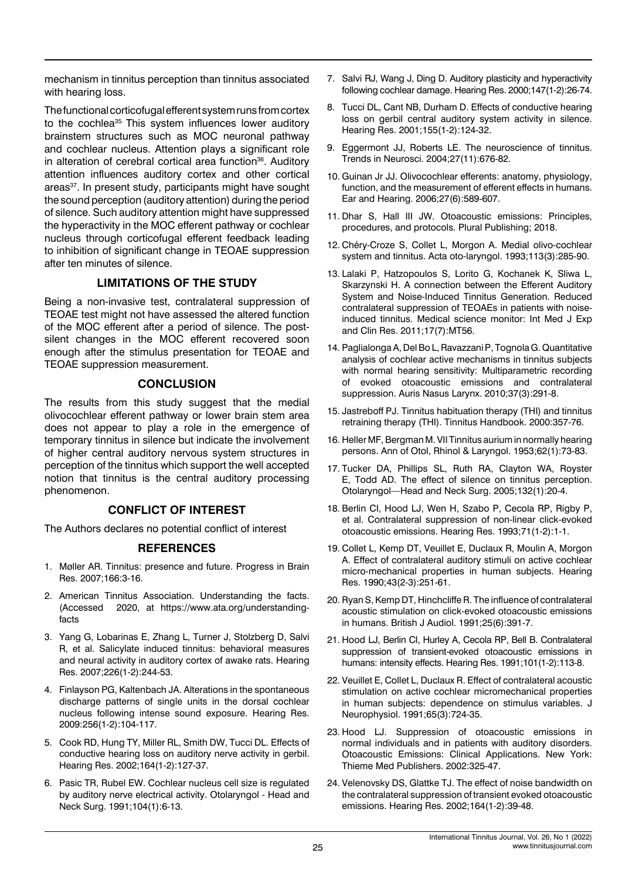mechanism in tinnitus perception than tinnitus associated with hearing loss.

The functional corticofugal efferent system runs from cortex to the cochlea[35]. This system influences lower auditory brainstem structures such as MOC neuronal pathway and cochlear nucleus. Attention plays a significant role in alteration of cerebral cortical area function[36]. Auditory attention influences auditory cortex and other cortical areas[37]. In present study, participants might have sought the sound perception (auditory attention) during the period of silence. Such auditory attention might have suppressed the hyperactivity in the MOC efferent pathway or cochlear nucleus through corticofugal efferent feedback leading to inhibition of significant change in TEOAE suppression after ten minutes of silence.

## LIMITATIONS OF THE STUDY

Being a non-invasive test, contralateral suppression of TEOAE test might not have assessed the altered function of the MOC efferent after a period of silence. The post-silent changes in the MOC efferent recovered soon enough after the stimulus presentation for TEOAE and TEOAE suppression measurement.

## CONCLUSION

The results from this study suggest that the medial olivocochlear efferent pathway or lower brain stem area does not appear to play a role in the emergence of temporary tinnitus in silence but indicate the involvement of higher central auditory nervous system structures in perception of the tinnitus which support the well accepted notion that tinnitus is the central auditory processing phenomenon.

## CONFLICT OF INTEREST

The Authors declares no potential conflict of interest

## REFERENCES

1. Møller AR. Tinnitus: presence and future. Progress in Brain Res. 2007;166:3-16.
2. American Tinnitus Association. Understanding the facts. (Accessed 2020, at https://www.ata.org/understanding-facts
3. Yang G, Lobarinas E, Zhang L, Turner J, Stolzberg D, Salvi R, et al. Salicylate induced tinnitus: behavioral measures and neural activity in auditory cortex of awake rats. Hearing Res. 2007;226(1-2):244-53.
4. Finlayson PG, Kaltenbach JA. Alterations in the spontaneous discharge patterns of single units in the dorsal cochlear nucleus following intense sound exposure. Hearing Res. 2009:256(1-2):104-117.
5. Cook RD, Hung TY, Miller RL, Smith DW, Tucci DL. Effects of conductive hearing loss on auditory nerve activity in gerbil. Hearing Res. 2002;164(1-2):127-37.
6. Pasic TR, Rubel EW. Cochlear nucleus cell size is regulated by auditory nerve electrical activity. Otolaryngol - Head and Neck Surg. 1991;104(1):6-13.
7. Salvi RJ, Wang J, Ding D. Auditory plasticity and hyperactivity following cochlear damage. Hearing Res. 2000;147(1-2):26-74.
8. Tucci DL, Cant NB, Durham D. Effects of conductive hearing loss on gerbil central auditory system activity in silence. Hearing Res. 2001;155(1-2):124-32.
9. Eggermont JJ, Roberts LE. The neuroscience of tinnitus. Trends in Neurosci. 2004;27(11):676-82.
10. Guinan Jr JJ. Olivocochlear efferents: anatomy, physiology, function, and the measurement of efferent effects in humans. Ear and Hearing. 2006;27(6):589-607.
11. Dhar S, Hall III JW. Otoacoustic emissions: Principles, procedures, and protocols. Plural Publishing; 2018.
12. Chéry-Croze S, Collet L, Morgon A. Medial olivo-cochlear system and tinnitus. Acta oto-laryngol. 1993;113(3):285-90.
13. Lalaki P, Hatzopoulos S, Lorito G, Kochanek K, Sliwa L, Skarzynski H. A connection between the Efferent Auditory System and Noise-Induced Tinnitus Generation. Reduced contralateral suppression of TEOAEs in patients with noise-induced tinnitus. Medical science monitor: Int Med J Exp and Clin Res. 2011;17(7):MT56.
14. Paglialonga A, Del Bo L, Ravazzani P, Tognola G. Quantitative analysis of cochlear active mechanisms in tinnitus subjects with normal hearing sensitivity: Multiparametric recording of evoked otoacoustic emissions and contralateral suppression. Auris Nasus Larynx. 2010;37(3):291-8.
15. Jastreboff PJ. Tinnitus habituation therapy (THI) and tinnitus retraining therapy (THI). Tinnitus Handbook. 2000:357-76.
16. Heller MF, Bergman M. VII Tinnitus aurium in normally hearing persons. Ann of Otol, Rhinol & Laryngol. 1953;62(1):73-83.
17. Tucker DA, Phillips SL, Ruth RA, Clayton WA, Royster E, Todd AD. The effect of silence on tinnitus perception. Otolaryngol—Head and Neck Surg. 2005;132(1):20-4.
18. Berlin CI, Hood LJ, Wen H, Szabo P, Cecola RP, Rigby P, et al. Contralateral suppression of non-linear click-evoked otoacoustic emissions. Hearing Res. 1993;71(1-2):1-1.
19. Collet L, Kemp DT, Veuillet E, Duclaux R, Moulin A, Morgon A. Effect of contralateral auditory stimuli on active cochlear micro-mechanical properties in human subjects. Hearing Res. 1990;43(2-3):251-61.
20. Ryan S, Kemp DT, Hinchcliffe R. The influence of contralateral acoustic stimulation on click-evoked otoacoustic emissions in humans. British J Audiol. 1991;25(6):391-7.
21. Hood LJ, Berlin CI, Hurley A, Cecola RP, Bell B. Contralateral suppression of transient-evoked otoacoustic emissions in humans: intensity effects. Hearing Res. 1991;101(1-2):113-8.
22. Veuillet E, Collet L, Duclaux R. Effect of contralateral acoustic stimulation on active cochlear micromechanical properties in human subjects: dependence on stimulus variables. J Neurophysiol. 1991;65(3):724-35.
23. Hood LJ. Suppression of otoacoustic emissions in normal individuals and in patients with auditory disorders. Otoacoustic Emissions: Clinical Applications. New York: Thieme Med Publishers. 2002:325-47.
24. Velenovsky DS, Glattke TJ. The effect of noise bandwidth on the contralateral suppression of transient evoked otoacoustic emissions. Hearing Res. 2002;164(1-2):39-48.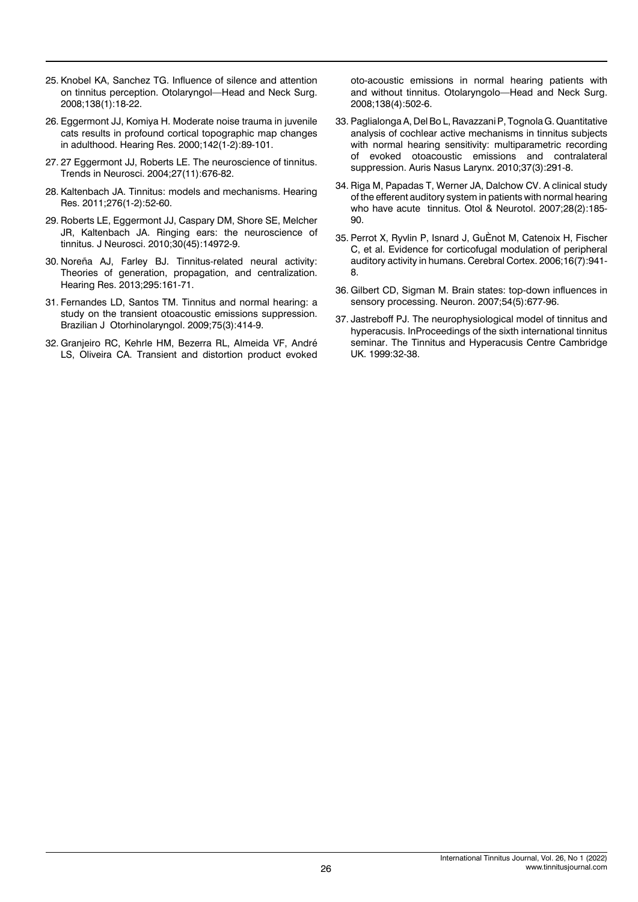25. Knobel KA, Sanchez TG. Influence of silence and attention on tinnitus perception. Otolaryngol—Head and Neck Surg. 2008;138(1):18-22.

26. Eggermont JJ, Komiya H. Moderate noise trauma in juvenile cats results in profound cortical topographic map changes in adulthood. Hearing Res. 2000;142(1-2):89-101.

27. 27 Eggermont JJ, Roberts LE. The neuroscience of tinnitus. Trends in Neurosci. 2004;27(11):676-82.

28. Kaltenbach JA. Tinnitus: models and mechanisms. Hearing Res. 2011;276(1-2):52-60.

29. Roberts LE, Eggermont JJ, Caspary DM, Shore SE, Melcher JR, Kaltenbach JA. Ringing ears: the neuroscience of tinnitus. J Neurosci. 2010;30(45):14972-9.

30. Noreña AJ, Farley BJ. Tinnitus-related neural activity: Theories of generation, propagation, and centralization. Hearing Res. 2013;295:161-71.

31. Fernandes LD, Santos TM. Tinnitus and normal hearing: a study on the transient otoacoustic emissions suppression. Brazilian J Otorhinolaryngol. 2009;75(3):414-9.

32. Granjeiro RC, Kehrle HM, Bezerra RL, Almeida VF, André LS, Oliveira CA. Transient and distortion product evoked oto-acoustic emissions in normal hearing patients with and without tinnitus. Otolaryngolo—Head and Neck Surg. 2008;138(4):502-6.

33. Paglialonga A, Del Bo L, Ravazzani P, Tognola G. Quantitative analysis of cochlear active mechanisms in tinnitus subjects with normal hearing sensitivity: multiparametric recording of evoked otoacoustic emissions and contralateral suppression. Auris Nasus Larynx. 2010;37(3):291-8.

34. Riga M, Papadas T, Werner JA, Dalchow CV. A clinical study of the efferent auditory system in patients with normal hearing who have acute tinnitus. Otol & Neurotol. 2007;28(2):185-90.

35. Perrot X, Ryvlin P, Isnard J, GuÈnot M, Catenoix H, Fischer C, et al. Evidence for corticofugal modulation of peripheral auditory activity in humans. Cerebral Cortex. 2006;16(7):941-8.

36. Gilbert CD, Sigman M. Brain states: top-down influences in sensory processing. Neuron. 2007;54(5):677-96.

37. Jastreboff PJ. The neurophysiological model of tinnitus and hyperacusis. InProceedings of the sixth international tinnitus seminar. The Tinnitus and Hyperacusis Centre Cambridge UK. 1999:32-38.